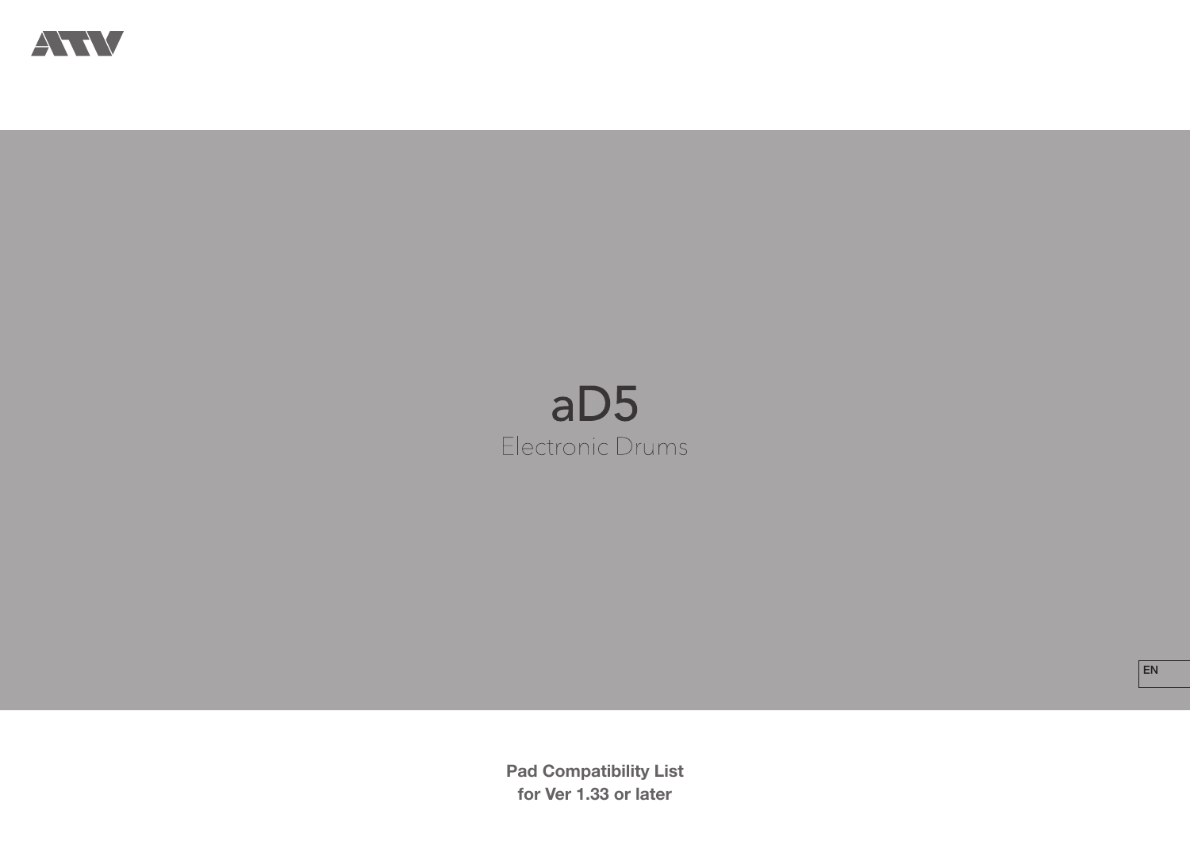ATV

# aD5

## Electronic Drums

EN

**Pad Compatibility List**
**for Ver 1.33 or later**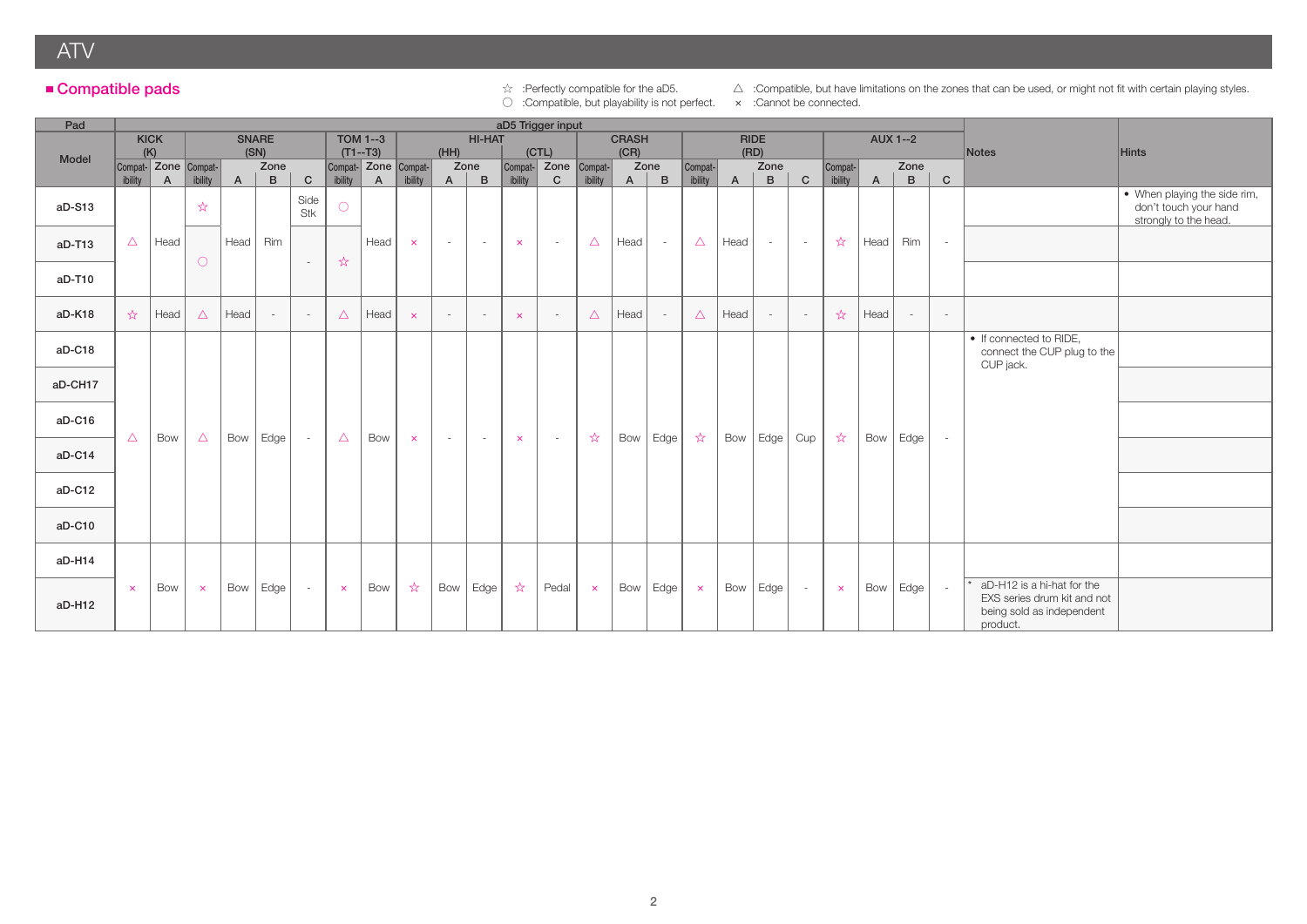# ATV

## ■ Compatible pads

☆ :Perfectly compatible for the aD5.
○ :Compatible, but playability is not perfect.
△ :Compatible, but have limitations on the zones that can be used, or might not fit with certain playing styles.
× :Cannot be connected.

| Pad | aD5 Trigger input | | | | | | | | | | | | | | | | | | | | | | | | Notes | Hints |
|---|---|---|---|---|---|---|---|---|---|---|---|---|---|---|---|---|---|---|---|---|---|---|---|---|---|---|
| Model | KICK (K) | | SNARE (SN) | | | | TOM 1--3 (T1--T3) | | HI-HAT (HH) | | | HI-HAT (CTL) | | CRASH (CR) | | | RIDE (RD) | | | | AUX 1--2 | | | | | |
| | Compat-ibility | Zone A | Compat-ibility | Zone A | Zone B | Zone C | Compat-ibility | Zone A | Compat-ibility | Zone A | Zone B | Compat-ibility | Zone C | Compat-ibility | Zone A | Zone B | Compat-ibility | Zone A | Zone B | Zone C | Compat-ibility | Zone A | Zone B | Zone C | | |
| aD-S13 | △ | Head | ☆ | Head | Rim | Side Stk | ○ | Head | × | - | - | × | - | △ | Head | - | △ | Head | - | - | ☆ | Head | Rim | - | | • When playing the side rim, don't touch your hand strongly to the head. |
| aD-T13 | △ | Head | ○ | Head | Rim | - | ☆ | Head | × | - | - | × | - | △ | Head | - | △ | Head | - | - | ☆ | Head | Rim | - | | |
| aD-T10 | △ | Head | ○ | Head | Rim | - | ☆ | Head | × | - | - | × | - | △ | Head | - | △ | Head | - | - | ☆ | Head | Rim | - | | |
| aD-K18 | ☆ | Head | △ | Head | - | - | △ | Head | × | - | - | × | - | △ | Head | - | △ | Head | - | - | ☆ | Head | - | - | | |
| aD-C18 | △ | Bow | △ | Bow | Edge | - | △ | Bow | × | - | - | × | - | ☆ | Bow | Edge | ☆ | Bow | Edge | Cup | ☆ | Bow | Edge | - | • If connected to RIDE, connect the CUP plug to the CUP jack. | |
| aD-CH17 | △ | Bow | △ | Bow | Edge | - | △ | Bow | × | - | - | × | - | ☆ | Bow | Edge | ☆ | Bow | Edge | Cup | ☆ | Bow | Edge | - | | |
| aD-C16 | △ | Bow | △ | Bow | Edge | - | △ | Bow | × | - | - | × | - | ☆ | Bow | Edge | ☆ | Bow | Edge | Cup | ☆ | Bow | Edge | - | | |
| aD-C14 | △ | Bow | △ | Bow | Edge | - | △ | Bow | × | - | - | × | - | ☆ | Bow | Edge | ☆ | Bow | Edge | Cup | ☆ | Bow | Edge | - | | |
| aD-C12 | △ | Bow | △ | Bow | Edge | - | △ | Bow | × | - | - | × | - | ☆ | Bow | Edge | ☆ | Bow | Edge | Cup | ☆ | Bow | Edge | - | | |
| aD-C10 | △ | Bow | △ | Bow | Edge | - | △ | Bow | × | - | - | × | - | ☆ | Bow | Edge | ☆ | Bow | Edge | Cup | ☆ | Bow | Edge | - | | |
| aD-H14 | × | Bow | × | Bow | Edge | - | × | Bow | ☆ | Bow | Edge | ☆ | Pedal | × | Bow | Edge | × | Bow | Edge | - | × | Bow | Edge | - | | |
| aD-H12 | × | Bow | × | Bow | Edge | - | × | Bow | ☆ | Bow | Edge | ☆ | Pedal | × | Bow | Edge | × | Bow | Edge | - | × | Bow | Edge | - | * aD-H12 is a hi-hat for the EXS series drum kit and not being sold as independent product. | |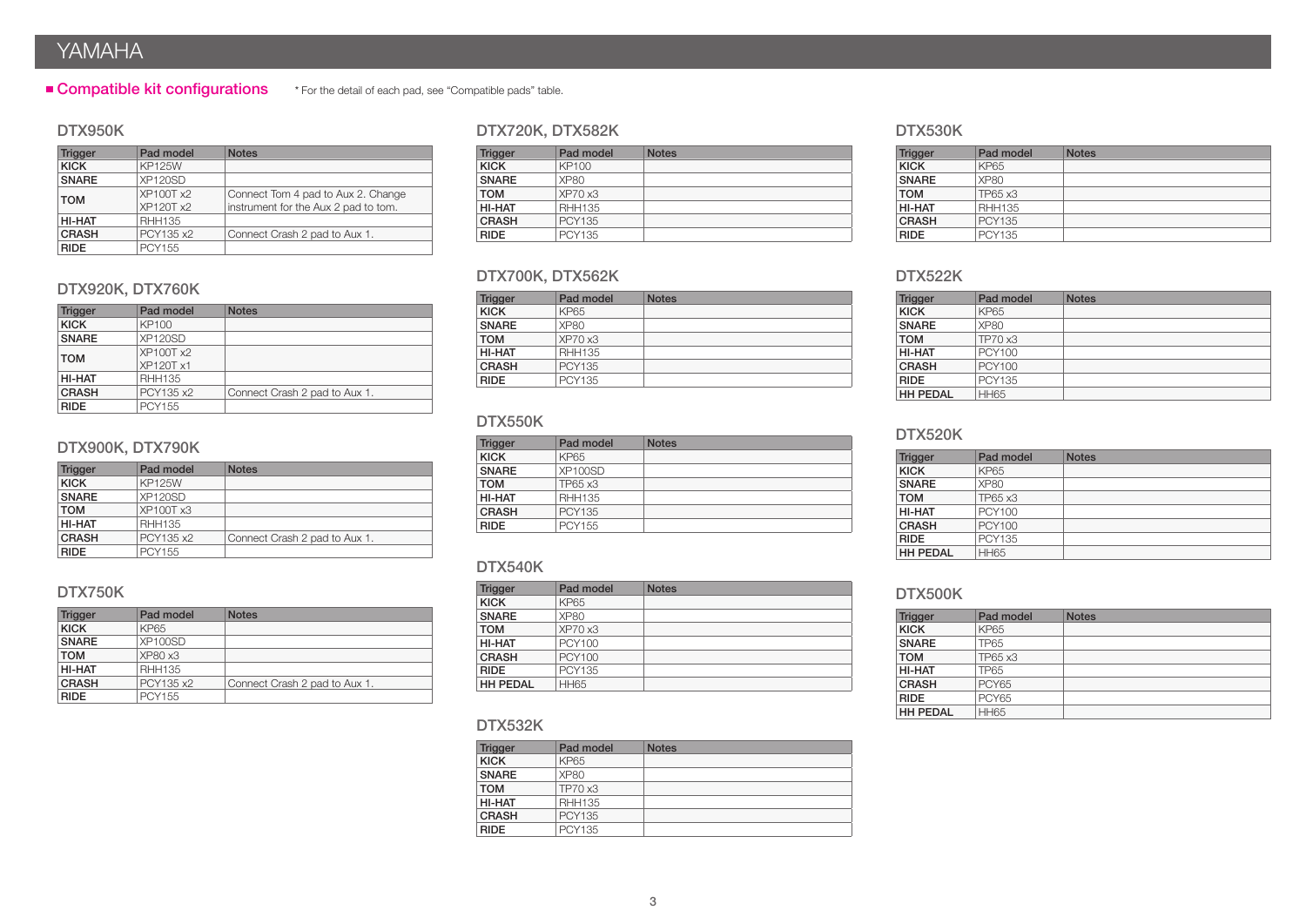## Compatible kit configurations

* For the detail of each pad, see "Compatible pads" table.

### DTX950K

| Trigger | Pad model | Notes |
|---|---|---|
| **KICK** | KP125W | |
| **SNARE** | XP120SD | |
| **TOM** | XP100T x2<br>XP120T x2 | Connect Tom 4 pad to Aux 2. Change instrument for the Aux 2 pad to tom. |
| **HI-HAT** | RHH135 | |
| **CRASH** | PCY135 x2 | Connect Crash 2 pad to Aux 1. |
| **RIDE** | PCY155 | |

### DTX920K, DTX760K

| Trigger | Pad model | Notes |
|---|---|---|
| **KICK** | KP100 | |
| **SNARE** | XP120SD | |
| **TOM** | XP100T x2<br>XP120T x1 | |
| **HI-HAT** | RHH135 | |
| **CRASH** | PCY135 x2 | Connect Crash 2 pad to Aux 1. |
| **RIDE** | PCY155 | |

### DTX900K, DTX790K

| Trigger | Pad model | Notes |
|---|---|---|
| **KICK** | KP125W | |
| **SNARE** | XP120SD | |
| **TOM** | XP100T x3 | |
| **HI-HAT** | RHH135 | |
| **CRASH** | PCY135 x2 | Connect Crash 2 pad to Aux 1. |
| **RIDE** | PCY155 | |

### DTX750K

| Trigger | Pad model | Notes |
|---|---|---|
| **KICK** | KP65 | |
| **SNARE** | XP100SD | |
| **TOM** | XP80 x3 | |
| **HI-HAT** | RHH135 | |
| **CRASH** | PCY135 x2 | Connect Crash 2 pad to Aux 1. |
| **RIDE** | PCY155 | |

### DTX720K, DTX582K

| Trigger | Pad model | Notes |
|---|---|---|
| **KICK** | KP100 | |
| **SNARE** | XP80 | |
| **TOM** | XP70 x3 | |
| **HI-HAT** | RHH135 | |
| **CRASH** | PCY135 | |
| **RIDE** | PCY135 | |

### DTX700K, DTX562K

| Trigger | Pad model | Notes |
|---|---|---|
| **KICK** | KP65 | |
| **SNARE** | XP80 | |
| **TOM** | XP70 x3 | |
| **HI-HAT** | RHH135 | |
| **CRASH** | PCY135 | |
| **RIDE** | PCY135 | |

### DTX550K

| Trigger | Pad model | Notes |
|---|---|---|
| **KICK** | KP65 | |
| **SNARE** | XP100SD | |
| **TOM** | TP65 x3 | |
| **HI-HAT** | RHH135 | |
| **CRASH** | PCY135 | |
| **RIDE** | PCY155 | |

### DTX540K

| Trigger | Pad model | Notes |
|---|---|---|
| **KICK** | KP65 | |
| **SNARE** | XP80 | |
| **TOM** | XP70 x3 | |
| **HI-HAT** | PCY100 | |
| **CRASH** | PCY100 | |
| **RIDE** | PCY135 | |
| **HH PEDAL** | HH65 | |

### DTX532K

| Trigger | Pad model | Notes |
|---|---|---|
| **KICK** | KP65 | |
| **SNARE** | XP80 | |
| **TOM** | TP70 x3 | |
| **HI-HAT** | RHH135 | |
| **CRASH** | PCY135 | |
| **RIDE** | PCY135 | |

### DTX530K

| Trigger | Pad model | Notes |
|---|---|---|
| **KICK** | KP65 | |
| **SNARE** | XP80 | |
| **TOM** | TP65 x3 | |
| **HI-HAT** | RHH135 | |
| **CRASH** | PCY135 | |
| **RIDE** | PCY135 | |

### DTX522K

| Trigger | Pad model | Notes |
|---|---|---|
| **KICK** | KP65 | |
| **SNARE** | XP80 | |
| **TOM** | TP70 x3 | |
| **HI-HAT** | PCY100 | |
| **CRASH** | PCY100 | |
| **RIDE** | PCY135 | |
| **HH PEDAL** | HH65 | |

### DTX520K

| Trigger | Pad model | Notes |
|---|---|---|
| **KICK** | KP65 | |
| **SNARE** | XP80 | |
| **TOM** | TP65 x3 | |
| **HI-HAT** | PCY100 | |
| **CRASH** | PCY100 | |
| **RIDE** | PCY135 | |
| **HH PEDAL** | HH65 | |

### DTX500K

| Trigger | Pad model | Notes |
|---|---|---|
| **KICK** | KP65 | |
| **SNARE** | TP65 | |
| **TOM** | TP65 x3 | |
| **HI-HAT** | TP65 | |
| **CRASH** | PCY65 | |
| **RIDE** | PCY65 | |
| **HH PEDAL** | HH65 | |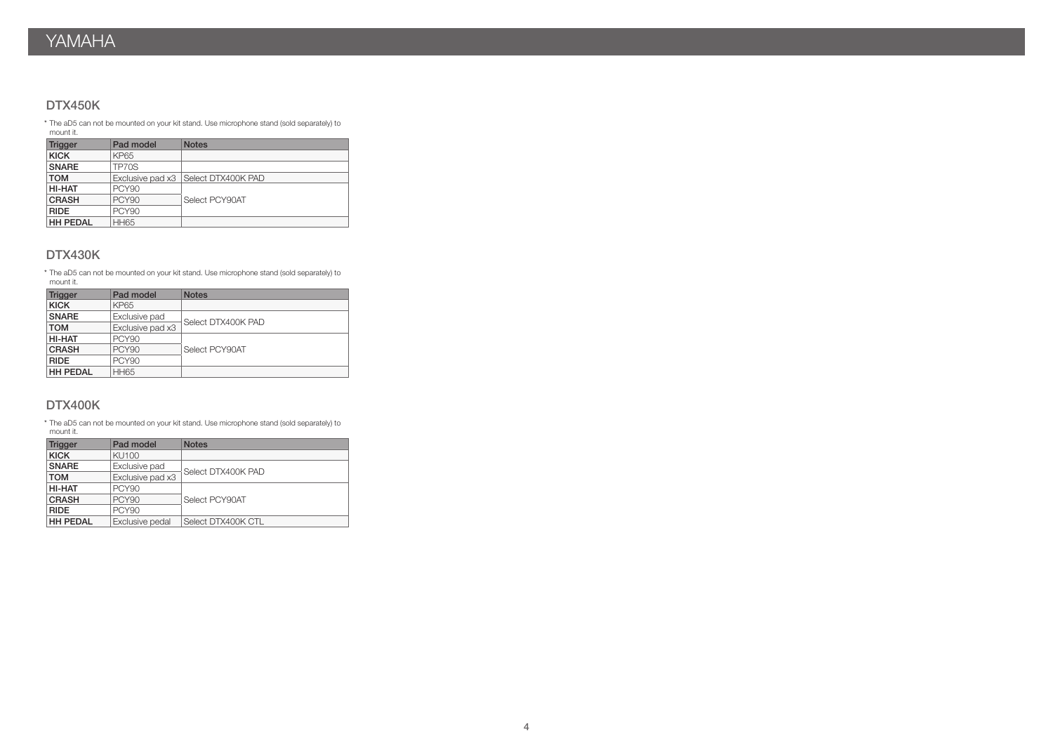## DTX450K

* The aD5 can not be mounted on your kit stand. Use microphone stand (sold separately) to mount it.

| Trigger | Pad model | Notes |
|---|---|---|
| **KICK** | KP65 | |
| **SNARE** | TP70S | |
| **TOM** | Exclusive pad x3 | Select DTX400K PAD |
| **HI-HAT** | PCY90 | Select PCY90AT |
| **CRASH** | PCY90 | |
| **RIDE** | PCY90 | |
| **HH PEDAL** | HH65 | |

## DTX430K

* The aD5 can not be mounted on your kit stand. Use microphone stand (sold separately) to mount it.

| Trigger | Pad model | Notes |
|---|---|---|
| **KICK** | KP65 | |
| **SNARE** | Exclusive pad | Select DTX400K PAD |
| **TOM** | Exclusive pad x3 | |
| **HI-HAT** | PCY90 | Select PCY90AT |
| **CRASH** | PCY90 | |
| **RIDE** | PCY90 | |
| **HH PEDAL** | HH65 | |

## DTX400K

* The aD5 can not be mounted on your kit stand. Use microphone stand (sold separately) to mount it.

| Trigger | Pad model | Notes |
|---|---|---|
| **KICK** | KU100 | |
| **SNARE** | Exclusive pad | Select DTX400K PAD |
| **TOM** | Exclusive pad x3 | |
| **HI-HAT** | PCY90 | Select PCY90AT |
| **CRASH** | PCY90 | |
| **RIDE** | PCY90 | |
| **HH PEDAL** | Exclusive pedal | Select DTX400K CTL |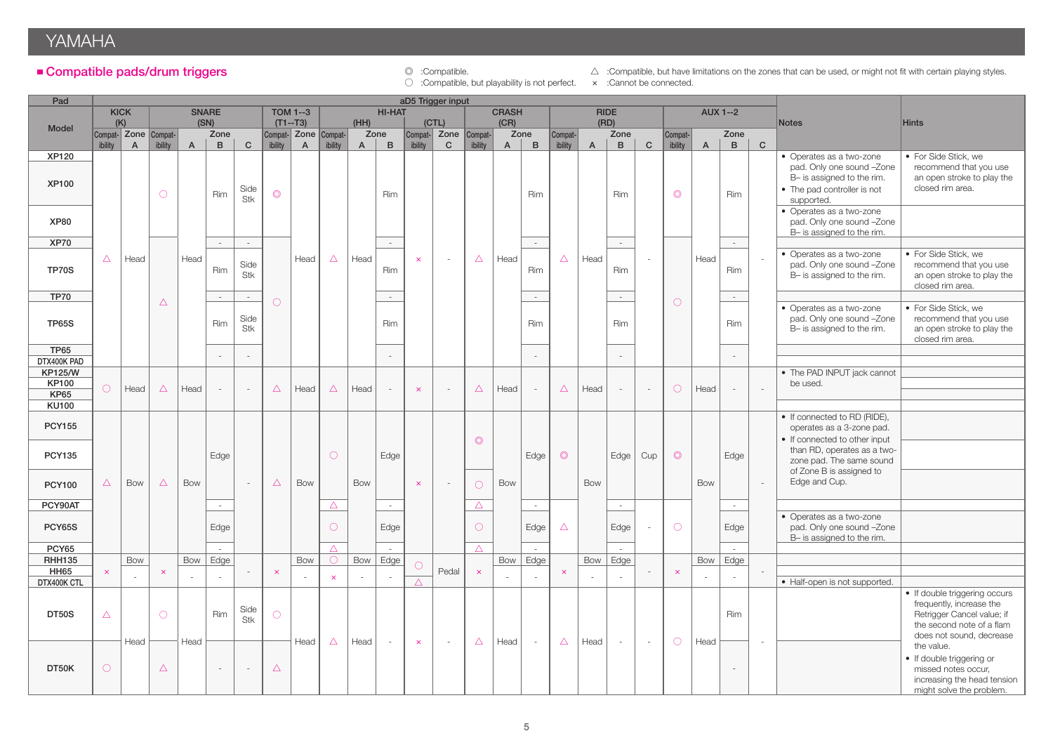## ■ Compatible pads/drum triggers

◎ :Compatible.
○ :Compatible, but playability is not perfect.
△ :Compatible, but have limitations on the zones that can be used, or might not fit with certain playing styles.
× :Cannot be connected.

| Pad | aD5 Trigger input | | | | | | | | | | | | | | | | | | | | | | | | Notes | Hints |
|---|---|---|---|---|---|---|---|---|---|---|---|---|---|---|---|---|---|---|---|---|---|---|---|---|---|---|
| Model | KICK (K) | | SNARE (SN) | | | | TOM 1--3 (T1--T3) | | HI-HAT (HH) | | | HI-HAT (CTL) | | CRASH (CR) | | | RIDE (RD) | | | | AUX 1--2 | | | | | |
| | Compat-ibility | Zone A | Compat-ibility | Zone A | Zone B | Zone C | Compat-ibility | Zone A | Compat-ibility | Zone A | Zone B | Compat-ibility | Zone C | Compat-ibility | Zone A | Zone B | Compat-ibility | Zone A | Zone B | Zone C | Compat-ibility | Zone A | Zone B | Zone C | | |
| XP120 | △ | Head | ○ | Head | Rim | Side Stk | ◎ | Head | △ | Head | Rim | × | - | △ | Head | Rim | △ | Head | Rim | - | ◎ | Head | Rim | - | • Operates as a two-zone pad. Only one sound –Zone B– is assigned to the rim. • The pad controller is not supported. | • For Side Stick, we recommend that you use an open stroke to play the closed rim area. |
| XP100 | △ | Head | ○ | Head | Rim | Side Stk | ◎ | Head | △ | Head | Rim | × | - | △ | Head | Rim | △ | Head | Rim | - | ◎ | Head | Rim | - | | |
| XP80 | △ | Head | ○ | Head | Rim | Side Stk | ◎ | Head | △ | Head | Rim | × | - | △ | Head | Rim | △ | Head | Rim | - | ◎ | Head | Rim | - | • Operates as a two-zone pad. Only one sound –Zone B– is assigned to the rim. | |
| XP70 | △ | Head | △ | Head | - | - | ○ | Head | △ | Head | - | × | - | △ | Head | - | △ | Head | - | - | ○ | Head | - | - | | |
| TP70S | △ | Head | △ | Head | Rim | Side Stk | ○ | Head | △ | Head | Rim | × | - | △ | Head | Rim | △ | Head | Rim | - | ○ | Head | Rim | - | • Operates as a two-zone pad. Only one sound –Zone B– is assigned to the rim. | • For Side Stick, we recommend that you use an open stroke to play the closed rim area. |
| TP70 | △ | Head | △ | Head | - | - | ○ | Head | △ | Head | - | × | - | △ | Head | - | △ | Head | - | - | ○ | Head | - | - | | |
| TP65S | △ | Head | △ | Head | Rim | Side Stk | ○ | Head | △ | Head | Rim | × | - | △ | Head | Rim | △ | Head | Rim | - | ○ | Head | Rim | - | • Operates as a two-zone pad. Only one sound –Zone B– is assigned to the rim. | • For Side Stick, we recommend that you use an open stroke to play the closed rim area. |
| TP65 | △ | Head | △ | Head | - | - | ○ | Head | △ | Head | - | × | - | △ | Head | - | △ | Head | - | - | ○ | Head | - | - | | |
| DTX400K PAD | △ | Head | △ | Head | - | - | ○ | Head | △ | Head | - | × | - | △ | Head | - | △ | Head | - | - | ○ | Head | - | - | | |
| KP125/W | ○ | Head | △ | Head | - | - | △ | Head | △ | Head | - | × | - | △ | Head | - | △ | Head | - | - | ○ | Head | - | - | • The PAD INPUT jack cannot be used. | |
| KP100 | ○ | Head | △ | Head | - | - | △ | Head | △ | Head | - | × | - | △ | Head | - | △ | Head | - | - | ○ | Head | - | - | | |
| KP65 | ○ | Head | △ | Head | - | - | △ | Head | △ | Head | - | × | - | △ | Head | - | △ | Head | - | - | ○ | Head | - | - | | |
| KU100 | ○ | Head | △ | Head | - | - | △ | Head | △ | Head | - | × | - | △ | Head | - | △ | Head | - | - | ○ | Head | - | - | | |
| PCY155 | △ | Bow | △ | Bow | Edge | - | △ | Bow | ○ | Bow | Edge | × | - | ◎ | Bow | Edge | ◎ | Bow | Edge | Cup | ◎ | Bow | Edge | - | • If connected to RD (RIDE), operates as a 3-zone pad. • If connected to other input than RD, operates as a two-zone pad. The same sound of Zone B is assigned to Edge and Cup. | |
| PCY135 | △ | Bow | △ | Bow | Edge | - | △ | Bow | ○ | Bow | Edge | × | - | ◎ | Bow | Edge | ◎ | Bow | Edge | Cup | ◎ | Bow | Edge | - | | |
| PCY100 | △ | Bow | △ | Bow | Edge | - | △ | Bow | ○ | Bow | Edge | × | - | ○ | Bow | Edge | ◎ | Bow | Edge | Cup | ◎ | Bow | Edge | - | | |
| PCY90AT | △ | Bow | △ | Bow | - | - | △ | Bow | △ | Bow | - | × | - | △ | Bow | - | △ | Bow | - | - | ○ | Bow | - | - | | |
| PCY65S | △ | Bow | △ | Bow | Edge | - | △ | Bow | ○ | Bow | Edge | × | - | ○ | Bow | Edge | △ | Bow | Edge | - | ○ | Bow | Edge | - | • Operates as a two-zone pad. Only one sound –Zone B– is assigned to the rim. | |
| PCY65 | △ | Bow | △ | Bow | - | - | △ | Bow | △ | Bow | - | × | - | △ | Bow | - | △ | Bow | - | - | ○ | Bow | - | - | | |
| RHH135 | × | Bow | × | Bow | Edge | - | × | Bow | ○ | Bow | Edge | ○ | Pedal | × | Bow | Edge | × | Bow | Edge | - | × | Bow | Edge | - | | |
| HH65 | × | - | × | - | - | - | × | - | × | - | - | △ | Pedal | × | - | - | × | - | - | - | × | - | - | - | | |
| DTX400K CTL | × | - | × | - | - | - | × | - | × | - | - | △ | Pedal | × | - | - | × | - | - | - | × | - | - | - | • Half-open is not supported. | |
| DT50S | △ | Head | ○ | Head | Rim | Side Stk | ○ | Head | △ | Head | - | × | - | △ | Head | - | △ | Head | - | - | ○ | Head | Rim | - | | • If double triggering occurs frequently, increase the Retrigger Cancel value; if the second note of a flam does not sound, decrease the value. • If double triggering or missed notes occur, increasing the head tension might solve the problem. |
| DT50K | ○ | Head | △ | Head | - | - | △ | Head | △ | Head | - | × | - | △ | Head | - | △ | Head | - | - | ○ | Head | - | - | | |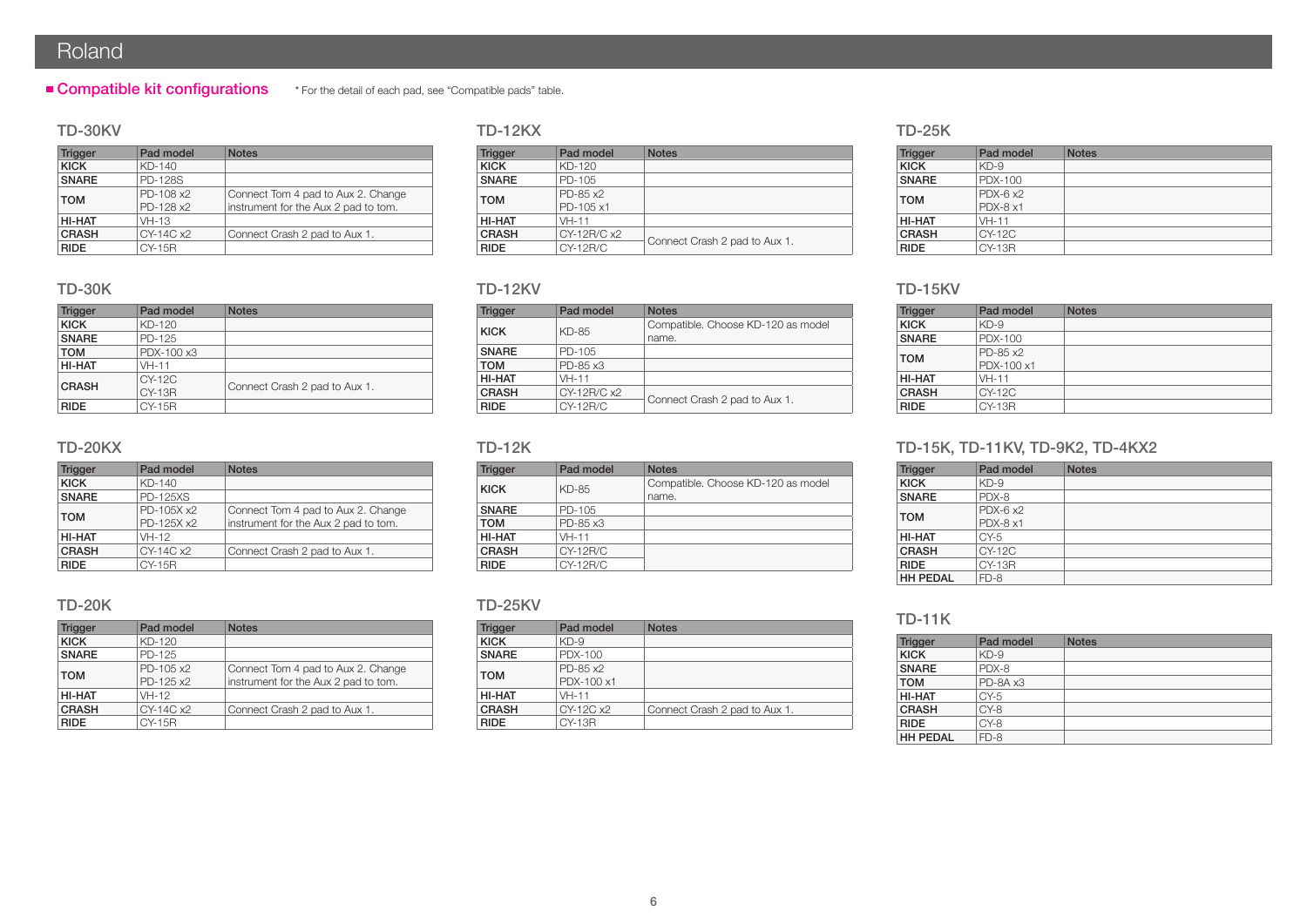## ■ Compatible kit configurations

* For the detail of each pad, see "Compatible pads" table.

### TD-30KV

| Trigger | Pad model | Notes |
|---|---|---|
| **KICK** | KD-140 | |
| **SNARE** | PD-128S | |
| **TOM** | PD-108 x2<br>PD-128 x2 | Connect Tom 4 pad to Aux 2. Change instrument for the Aux 2 pad to tom. |
| **HI-HAT** | VH-13 | |
| **CRASH** | CY-14C x2 | Connect Crash 2 pad to Aux 1. |
| **RIDE** | CY-15R | |

### TD-30K

| Trigger | Pad model | Notes |
|---|---|---|
| **KICK** | KD-120 | |
| **SNARE** | PD-125 | |
| **TOM** | PDX-100 x3 | |
| **HI-HAT** | VH-11 | |
| **CRASH** | CY-12C<br>CY-13R | Connect Crash 2 pad to Aux 1. |
| **RIDE** | CY-15R | |

### TD-20KX

| Trigger | Pad model | Notes |
|---|---|---|
| **KICK** | KD-140 | |
| **SNARE** | PD-125XS | |
| **TOM** | PD-105X x2<br>PD-125X x2 | Connect Tom 4 pad to Aux 2. Change instrument for the Aux 2 pad to tom. |
| **HI-HAT** | VH-12 | |
| **CRASH** | CY-14C x2 | Connect Crash 2 pad to Aux 1. |
| **RIDE** | CY-15R | |

### TD-20K

| Trigger | Pad model | Notes |
|---|---|---|
| **KICK** | KD-120 | |
| **SNARE** | PD-125 | |
| **TOM** | PD-105 x2<br>PD-125 x2 | Connect Tom 4 pad to Aux 2. Change instrument for the Aux 2 pad to tom. |
| **HI-HAT** | VH-12 | |
| **CRASH** | CY-14C x2 | Connect Crash 2 pad to Aux 1. |
| **RIDE** | CY-15R | |

### TD-12KX

| Trigger | Pad model | Notes |
|---|---|---|
| **KICK** | KD-120 | |
| **SNARE** | PD-105 | |
| **TOM** | PD-85 x2<br>PD-105 x1 | |
| **HI-HAT** | VH-11 | |
| **CRASH** | CY-12R/C x2 | Connect Crash 2 pad to Aux 1. |
| **RIDE** | CY-12R/C | |

### TD-12KV

| Trigger | Pad model | Notes |
|---|---|---|
| **KICK** | KD-85 | Compatible. Choose KD-120 as model name. |
| **SNARE** | PD-105 | |
| **TOM** | PD-85 x3 | |
| **HI-HAT** | VH-11 | |
| **CRASH** | CY-12R/C x2 | Connect Crash 2 pad to Aux 1. |
| **RIDE** | CY-12R/C | |

### TD-12K

| Trigger | Pad model | Notes |
|---|---|---|
| **KICK** | KD-85 | Compatible. Choose KD-120 as model name. |
| **SNARE** | PD-105 | |
| **TOM** | PD-85 x3 | |
| **HI-HAT** | VH-11 | |
| **CRASH** | CY-12R/C | |
| **RIDE** | CY-12R/C | |

### TD-25KV

| Trigger | Pad model | Notes |
|---|---|---|
| **KICK** | KD-9 | |
| **SNARE** | PDX-100 | |
| **TOM** | PD-85 x2<br>PDX-100 x1 | |
| **HI-HAT** | VH-11 | |
| **CRASH** | CY-12C x2 | Connect Crash 2 pad to Aux 1. |
| **RIDE** | CY-13R | |

### TD-25K

| Trigger | Pad model | Notes |
|---|---|---|
| **KICK** | KD-9 | |
| **SNARE** | PDX-100 | |
| **TOM** | PDX-6 x2<br>PDX-8 x1 | |
| **HI-HAT** | VH-11 | |
| **CRASH** | CY-12C | |
| **RIDE** | CY-13R | |

### TD-15KV

| Trigger | Pad model | Notes |
|---|---|---|
| **KICK** | KD-9 | |
| **SNARE** | PDX-100 | |
| **TOM** | PD-85 x2<br>PDX-100 x1 | |
| **HI-HAT** | VH-11 | |
| **CRASH** | CY-12C | |
| **RIDE** | CY-13R | |

### TD-15K, TD-11KV, TD-9K2, TD-4KX2

| Trigger | Pad model | Notes |
|---|---|---|
| **KICK** | KD-9 | |
| **SNARE** | PDX-8 | |
| **TOM** | PDX-6 x2<br>PDX-8 x1 | |
| **HI-HAT** | CY-5 | |
| **CRASH** | CY-12C | |
| **RIDE** | CY-13R | |
| **HH PEDAL** | FD-8 | |

### TD-11K

| Trigger | Pad model | Notes |
|---|---|---|
| **KICK** | KD-9 | |
| **SNARE** | PDX-8 | |
| **TOM** | PD-8A x3 | |
| **HI-HAT** | CY-5 | |
| **CRASH** | CY-8 | |
| **RIDE** | CY-8 | |
| **HH PEDAL** | FD-8 | |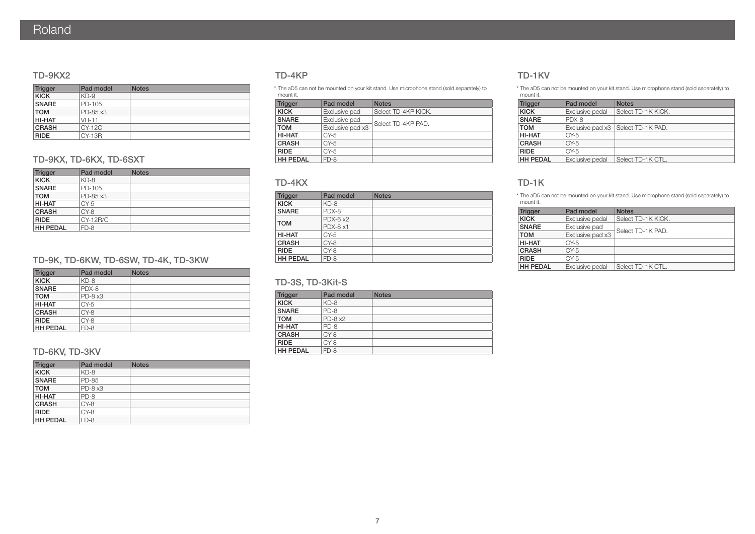## TD-9KX2

| Trigger | Pad model | Notes |
|---|---|---|
| **KICK** | KD-9 | |
| **SNARE** | PD-105 | |
| **TOM** | PD-85 x3 | |
| **HI-HAT** | VH-11 | |
| **CRASH** | CY-12C | |
| **RIDE** | CY-13R | |

## TD-9KX, TD-6KX, TD-6SXT

| Trigger | Pad model | Notes |
|---|---|---|
| **KICK** | KD-8 | |
| **SNARE** | PD-105 | |
| **TOM** | PD-85 x3 | |
| **HI-HAT** | CY-5 | |
| **CRASH** | CY-8 | |
| **RIDE** | CY-12R/C | |
| **HH PEDAL** | FD-8 | |

## TD-9K, TD-6KW, TD-6SW, TD-4K, TD-3KW

| Trigger | Pad model | Notes |
|---|---|---|
| **KICK** | KD-8 | |
| **SNARE** | PDX-8 | |
| **TOM** | PD-8 x3 | |
| **HI-HAT** | CY-5 | |
| **CRASH** | CY-8 | |
| **RIDE** | CY-8 | |
| **HH PEDAL** | FD-8 | |

## TD-6KV, TD-3KV

| Trigger | Pad model | Notes |
|---|---|---|
| **KICK** | KD-8 | |
| **SNARE** | PD-85 | |
| **TOM** | PD-8 x3 | |
| **HI-HAT** | PD-8 | |
| **CRASH** | CY-8 | |
| **RIDE** | CY-8 | |
| **HH PEDAL** | FD-8 | |

## TD-4KP

* The aD5 can not be mounted on your kit stand. Use microphone stand (sold separately) to mount it.

| Trigger | Pad model | Notes |
|---|---|---|
| **KICK** | Exclusive pad | Select TD-4KP KICK. |
| **SNARE** | Exclusive pad | Select TD-4KP PAD. |
| **TOM** | Exclusive pad x3 | |
| **HI-HAT** | CY-5 | |
| **CRASH** | CY-5 | |
| **RIDE** | CY-5 | |
| **HH PEDAL** | FD-8 | |

## TD-4KX

| Trigger | Pad model | Notes |
|---|---|---|
| **KICK** | KD-8 | |
| **SNARE** | PDX-8 | |
| **TOM** | PDX-6 x2<br>PDX-8 x1 | |
| **HI-HAT** | CY-5 | |
| **CRASH** | CY-8 | |
| **RIDE** | CY-8 | |
| **HH PEDAL** | FD-8 | |

## TD-3S, TD-3Kit-S

| Trigger | Pad model | Notes |
|---|---|---|
| **KICK** | KD-8 | |
| **SNARE** | PD-8 | |
| **TOM** | PD-8 x2 | |
| **HI-HAT** | PD-8 | |
| **CRASH** | CY-8 | |
| **RIDE** | CY-8 | |
| **HH PEDAL** | FD-8 | |

## TD-1KV

* The aD5 can not be mounted on your kit stand. Use microphone stand (sold separately) to mount it.

| Trigger | Pad model | Notes |
|---|---|---|
| **KICK** | Exclusive pedal | Select TD-1K KICK. |
| **SNARE** | PDX-8 | |
| **TOM** | Exclusive pad x3 | Select TD-1K PAD. |
| **HI-HAT** | CY-5 | |
| **CRASH** | CY-5 | |
| **RIDE** | CY-5 | |
| **HH PEDAL** | Exclusive pedal | Select TD-1K CTL. |

## TD-1K

* The aD5 can not be mounted on your kit stand. Use microphone stand (sold separately) to mount it.

| Trigger | Pad model | Notes |
|---|---|---|
| **KICK** | Exclusive pedal | Select TD-1K KICK. |
| **SNARE** | Exclusive pad | Select TD-1K PAD. |
| **TOM** | Exclusive pad x3 | |
| **HI-HAT** | CY-5 | |
| **CRASH** | CY-5 | |
| **RIDE** | CY-5 | |
| **HH PEDAL** | Exclusive pedal | Select TD-1K CTL. |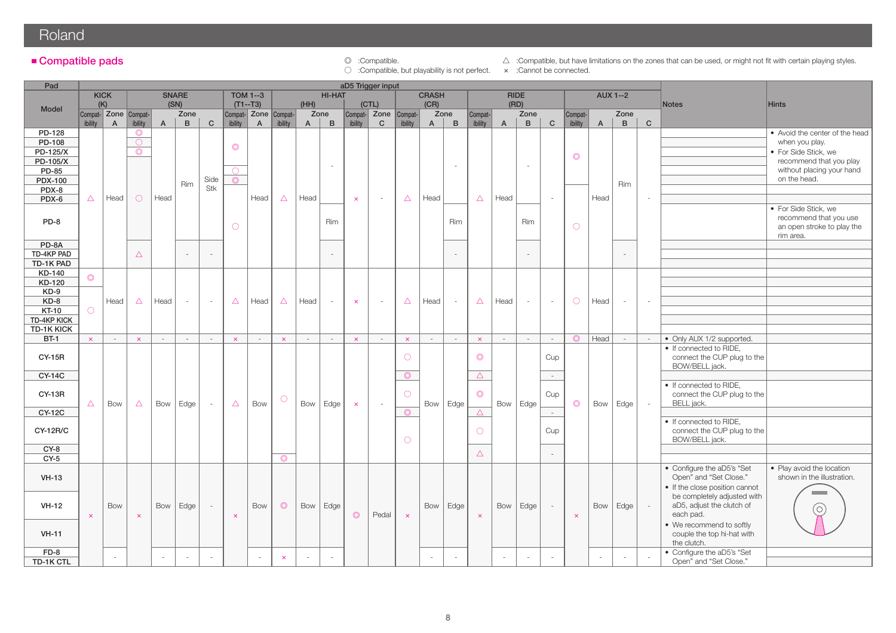## ■ Compatible pads

◎ :Compatible.
○ :Compatible, but playability is not perfect.
△ :Compatible, but have limitations on the zones that can be used, or might not fit with certain playing styles.
× :Cannot be connected.

| Pad | aD5 Trigger input | | | | | | | | | | | | | | | | | | | | | | | | Notes | Hints |
|---|---|---|---|---|---|---|---|---|---|---|---|---|---|---|---|---|---|---|---|---|---|---|---|---|---|---|
| Model | KICK (K) | | SNARE (SN) | | | | TOM 1--3 (T1--T3) | | HI-HAT (HH) | | | (CTL) | | CRASH (CR) | | | RIDE (RD) | | | | AUX 1--2 | | | | | |
| | Compat-ibility | Zone A | Compat-ibility | Zone A | Zone B | Zone C | Compat-ibility | Zone A | Compat-ibility | Zone A | Zone B | Compat-ibility | Zone C | Compat-ibility | Zone A | Zone B | Compat-ibility | Zone A | Zone B | Zone C | Compat-ibility | Zone A | Zone B | Zone C | | |
| PD-128 | △ | Head | ◎ | Head | Rim | Side Stk | ◎ | Head | △ | Head | - | × | - | △ | Head | - | △ | Head | - | - | ◎ | Head | Rim | - | | • Avoid the center of the head when you play.<br>• For Side Stick, we recommend that you play without placing your hand on the head. |
| PD-108 | △ | Head | ○ | Head | Rim | Side Stk | ◎ | Head | △ | Head | - | × | - | △ | Head | - | △ | Head | - | - | ◎ | Head | Rim | - | | |
| PD-125/X | △ | Head | ◎ | Head | Rim | Side Stk | ◎ | Head | △ | Head | - | × | - | △ | Head | - | △ | Head | - | - | ◎ | Head | Rim | - | | |
| PD-105/X | △ | Head | ○ | Head | Rim | Side Stk | ◎ | Head | △ | Head | - | × | - | △ | Head | - | △ | Head | - | - | ◎ | Head | Rim | - | | |
| PD-85 | △ | Head | ○ | Head | Rim | Side Stk | ○ | Head | △ | Head | - | × | - | △ | Head | - | △ | Head | - | - | ◎ | Head | Rim | - | | |
| PDX-100 | △ | Head | ○ | Head | Rim | Side Stk | ◎ | Head | △ | Head | - | × | - | △ | Head | - | △ | Head | - | - | ◎ | Head | Rim | - | | |
| PDX-8 | △ | Head | ○ | Head | Rim | Side Stk | ○ | Head | △ | Head | - | × | - | △ | Head | - | △ | Head | - | - | ○ | Head | Rim | - | | |
| PDX-6 | △ | Head | ○ | Head | Rim | Side Stk | ○ | Head | △ | Head | - | × | - | △ | Head | - | △ | Head | - | - | ○ | Head | Rim | - | | |
| PD-8 | △ | Head | ○ | Head | Rim | Side Stk | ○ | Head | △ | Head | Rim | × | - | △ | Head | Rim | △ | Head | Rim | - | ○ | Head | Rim | - | | • For Side Stick, we recommend that you use an open stroke to play the rim area. |
| PD-8A | △ | Head | △ | Head | - | - | ○ | Head | △ | Head | - | × | - | △ | Head | - | △ | Head | - | - | ○ | Head | - | - | | |
| TD-4KP PAD | △ | Head | △ | Head | - | - | ○ | Head | △ | Head | - | × | - | △ | Head | - | △ | Head | - | - | ○ | Head | - | - | | |
| TD-1K PAD | △ | Head | △ | Head | - | - | ○ | Head | △ | Head | - | × | - | △ | Head | - | △ | Head | - | - | ○ | Head | - | - | | |
| KD-140 | ◎ | Head | △ | Head | - | - | △ | Head | △ | Head | - | × | - | △ | Head | - | △ | Head | - | - | ○ | Head | - | - | | |
| KD-120 | ◎ | Head | △ | Head | - | - | △ | Head | △ | Head | - | × | - | △ | Head | - | △ | Head | - | - | ○ | Head | - | - | | |
| KD-9 | ○ | Head | △ | Head | - | - | △ | Head | △ | Head | - | × | - | △ | Head | - | △ | Head | - | - | ○ | Head | - | - | | |
| KD-8 | ○ | Head | △ | Head | - | - | △ | Head | △ | Head | - | × | - | △ | Head | - | △ | Head | - | - | ○ | Head | - | - | | |
| KT-10 | ○ | Head | △ | Head | - | - | △ | Head | △ | Head | - | × | - | △ | Head | - | △ | Head | - | - | ○ | Head | - | - | | |
| TD-4KP KICK | ○ | Head | △ | Head | - | - | △ | Head | △ | Head | - | × | - | △ | Head | - | △ | Head | - | - | ○ | Head | - | - | | |
| TD-1K KICK | ○ | Head | △ | Head | - | - | △ | Head | △ | Head | - | × | - | △ | Head | - | △ | Head | - | - | ○ | Head | - | - | | |
| BT-1 | × | - | × | - | - | - | × | - | × | - | - | × | - | × | - | - | × | - | - | - | ◎ | Head | - | - | • Only AUX 1/2 supported. | |
| CY-15R | △ | Bow | △ | Bow | Edge | - | △ | Bow | ○ | Bow | Edge | × | - | ○ | Bow | Edge | ◎ | Bow | Edge | Cup | ◎ | Bow | Edge | - | • If connected to RIDE, connect the CUP plug to the BOW/BELL jack. | |
| CY-14C | △ | Bow | △ | Bow | Edge | - | △ | Bow | ○ | Bow | Edge | × | - | ◎ | Bow | Edge | △ | Bow | Edge | - | ◎ | Bow | Edge | - | | |
| CY-13R | △ | Bow | △ | Bow | Edge | - | △ | Bow | ○ | Bow | Edge | × | - | ○ | Bow | Edge | ◎ | Bow | Edge | Cup | ◎ | Bow | Edge | - | • If connected to RIDE, connect the CUP plug to the BELL jack. | |
| CY-12C | △ | Bow | △ | Bow | Edge | - | △ | Bow | ○ | Bow | Edge | × | - | ◎ | Bow | Edge | △ | Bow | Edge | - | ◎ | Bow | Edge | - | | |
| CY-12R/C | △ | Bow | △ | Bow | Edge | - | △ | Bow | ○ | Bow | Edge | × | - | ○ | Bow | Edge | ○ | Bow | Edge | Cup | ◎ | Bow | Edge | - | • If connected to RIDE, connect the CUP plug to the BOW/BELL jack. | |
| CY-8 | △ | Bow | △ | Bow | Edge | - | △ | Bow | ○ | Bow | Edge | × | - | ○ | Bow | Edge | △ | Bow | Edge | - | ◎ | Bow | Edge | - | | |
| CY-5 | △ | Bow | △ | Bow | Edge | - | △ | Bow | ◎ | Bow | Edge | × | - | ○ | Bow | Edge | △ | Bow | Edge | - | ◎ | Bow | Edge | - | | |
| VH-13 | × | Bow | × | Bow | Edge | - | × | Bow | ◎ | Bow | Edge | ◎ | Pedal | × | Bow | Edge | × | Bow | Edge | - | × | Bow | Edge | - | • Configure the aD5's "Set Open" and "Set Close."<br>• If the close position cannot be completely adjusted with aD5, adjust the clutch of each pad.<br>• We recommend to softly couple the top hi-hat with the clutch. | • Play avoid the location shown in the illustration. |
| VH-12 | × | Bow | × | Bow | Edge | - | × | Bow | ◎ | Bow | Edge | ◎ | Pedal | × | Bow | Edge | × | Bow | Edge | - | × | Bow | Edge | - | | |
| VH-11 | × | Bow | × | Bow | Edge | - | × | Bow | ◎ | Bow | Edge | ◎ | Pedal | × | Bow | Edge | × | Bow | Edge | - | × | Bow | Edge | - | | |
| FD-8 | × | - | × | - | - | - | × | - | × | - | - | ◎ | Pedal | × | - | - | × | - | - | - | × | - | - | - | • Configure the aD5's "Set Open" and "Set Close." | |
| TD-1K CTL | × | - | × | - | - | - | × | - | × | - | - | ◎ | Pedal | × | - | - | × | - | - | - | × | - | - | - | | |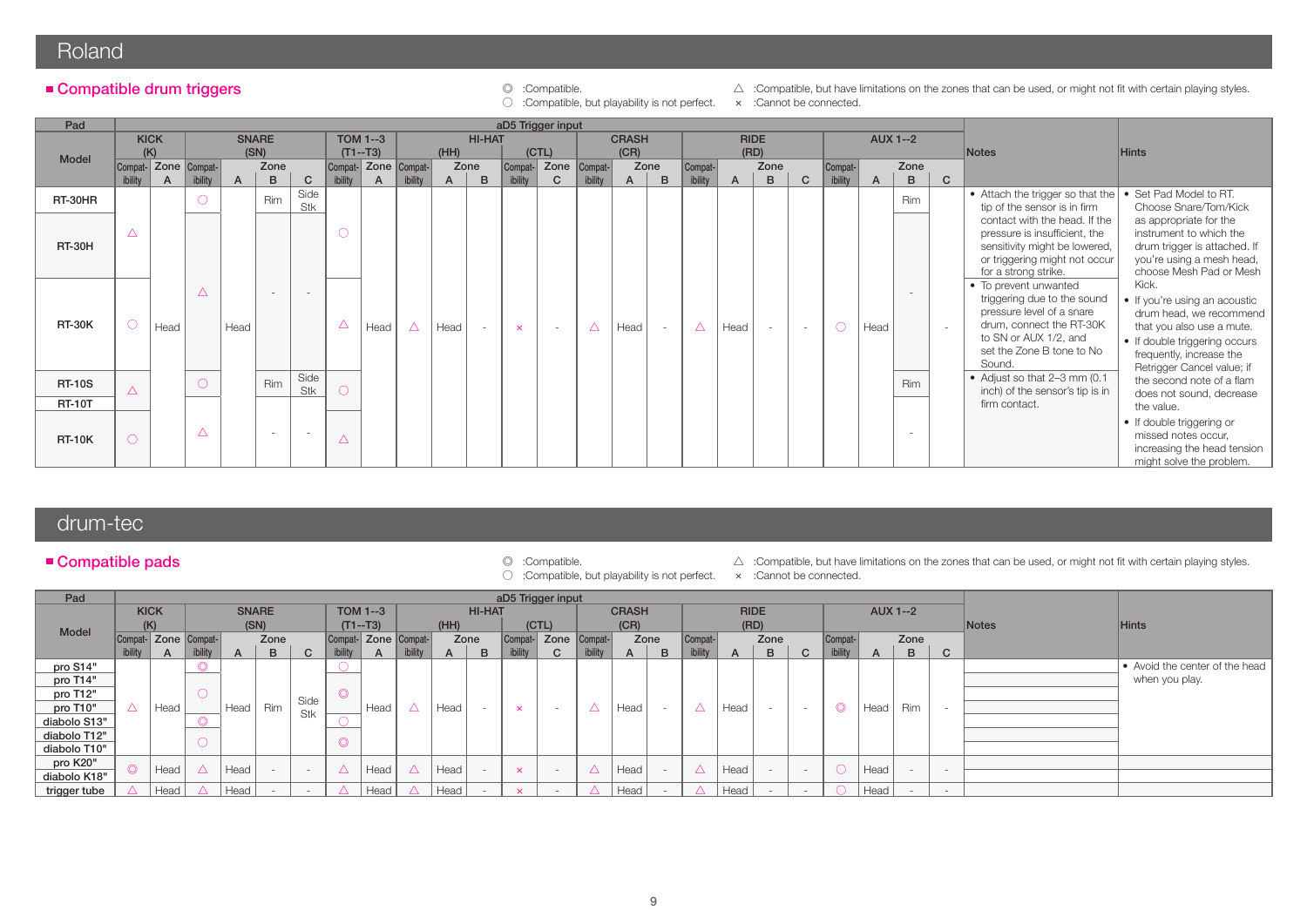# Roland

## ■ Compatible drum triggers

◎ :Compatible.
○ :Compatible, but playability is not perfect.
△ :Compatible, but have limitations on the zones that can be used, or might not fit with certain playing styles.
× :Cannot be connected.

| Pad | aD5 Trigger input | | | | | | | | | | | | | | | | | | | | | | | | | |
|---|---|---|---|---|---|---|---|---|---|---|---|---|---|---|---|---|---|---|---|---|---|---|---|---|---|---|
| Model | KICK (K) | | SNARE (SN) | | | | TOM 1--3 (T1--T3) | | HI-HAT (HH) | | | HI-HAT (CTL) | | CRASH (CR) | | | RIDE (RD) | | | | AUX 1--2 | | | | Notes | Hints |
| | Compatibility | Zone A | Compatibility | Zone A | Zone B | Zone C | Compatibility | Zone A | Compatibility | Zone A | Zone B | Compatibility | Zone C | Compatibility | Zone A | Zone B | Compatibility | Zone A | Zone B | Zone C | Compatibility | Zone A | Zone B | Zone C | | |
| RT-30HR | △ | Head | ○ | Head | Rim | Side Stk | ○ | Head | △ | Head | - | × | - | △ | Head | - | △ | Head | - | - | ○ | Head | Rim | - | • Attach the trigger so that the tip of the sensor is in firm contact with the head. If the pressure is insufficient, the sensitivity might be lowered, or triggering might not occur for a strong strike.<br>• To prevent unwanted triggering due to the sound pressure level of a snare drum, connect the RT-30K to SN or AUX 1/2, and set the Zone B tone to No Sound.<br>• Adjust so that 2–3 mm (0.1 inch) of the sensor's tip is in firm contact. | • Set Pad Model to RT. Choose Snare/Tom/Kick as appropriate for the instrument to which the drum trigger is attached. If you're using a mesh head, choose Mesh Pad or Mesh Kick.<br>• If you're using an acoustic drum head, we recommend that you also use a mute.<br>• If double triggering occurs frequently, increase the Retrigger Cancel value; if the second note of a flam does not sound, decrease the value.<br>• If double triggering or missed notes occur, increasing the head tension might solve the problem. |
| RT-30H | △ | Head | △ | Head | - | - | ○ | Head | △ | Head | - | × | - | △ | Head | - | △ | Head | - | - | ○ | Head | - | - | | |
| RT-30K | ○ | Head | △ | Head | - | - | △ | Head | △ | Head | - | × | - | △ | Head | - | △ | Head | - | - | ○ | Head | - | - | | |
| RT-10S | △ | Head | ○ | Head | Rim | Side Stk | ○ | Head | △ | Head | - | × | - | △ | Head | - | △ | Head | - | - | ○ | Head | Rim | - | | |
| RT-10T | △ | Head | ○ | Head | Rim | Side Stk | ○ | Head | △ | Head | - | × | - | △ | Head | - | △ | Head | - | - | ○ | Head | Rim | - | | |
| RT-10K | ○ | Head | △ | Head | - | - | △ | Head | △ | Head | - | × | - | △ | Head | - | △ | Head | - | - | ○ | Head | - | - | | |

# drum-tec

## ■ Compatible pads

◎ :Compatible.
○ :Compatible, but playability is not perfect.
△ :Compatible, but have limitations on the zones that can be used, or might not fit with certain playing styles.
× :Cannot be connected.

| Pad | aD5 Trigger input | | | | | | | | | | | | | | | | | | | | | | | | | |
|---|---|---|---|---|---|---|---|---|---|---|---|---|---|---|---|---|---|---|---|---|---|---|---|---|---|---|
| Model | KICK (K) | | SNARE (SN) | | | | TOM 1--3 (T1--T3) | | HI-HAT (HH) | | | HI-HAT (CTL) | | CRASH (CR) | | | RIDE (RD) | | | | AUX 1--2 | | | | Notes | Hints |
| | Compatibility | Zone A | Compatibility | Zone A | Zone B | Zone C | Compatibility | Zone A | Compatibility | Zone A | Zone B | Compatibility | Zone C | Compatibility | Zone A | Zone B | Compatibility | Zone A | Zone B | Zone C | Compatibility | Zone A | Zone B | Zone C | | |
| pro S14" | △ | Head | ◎ | Head | Rim | Side Stk | ○ | Head | △ | Head | - | × | - | △ | Head | - | △ | Head | - | - | ◎ | Head | Rim | - | | • Avoid the center of the head when you play. |
| pro T14" | △ | Head | ○ | Head | Rim | Side Stk | ◎ | Head | △ | Head | - | × | - | △ | Head | - | △ | Head | - | - | ◎ | Head | Rim | - | | |
| pro T12" | △ | Head | ○ | Head | Rim | Side Stk | ◎ | Head | △ | Head | - | × | - | △ | Head | - | △ | Head | - | - | ◎ | Head | Rim | - | | |
| pro T10" | △ | Head | ○ | Head | Rim | Side Stk | ◎ | Head | △ | Head | - | × | - | △ | Head | - | △ | Head | - | - | ◎ | Head | Rim | - | | |
| diabolo S13" | △ | Head | ◎ | Head | Rim | Side Stk | ○ | Head | △ | Head | - | × | - | △ | Head | - | △ | Head | - | - | ◎ | Head | Rim | - | | |
| diabolo T12" | △ | Head | ○ | Head | Rim | Side Stk | ◎ | Head | △ | Head | - | × | - | △ | Head | - | △ | Head | - | - | ◎ | Head | Rim | - | | |
| diabolo T10" | △ | Head | ○ | Head | Rim | Side Stk | ◎ | Head | △ | Head | - | × | - | △ | Head | - | △ | Head | - | - | ◎ | Head | Rim | - | | |
| pro K20" | ◎ | Head | △ | Head | - | - | △ | Head | △ | Head | - | × | - | △ | Head | - | △ | Head | - | - | ○ | Head | - | - | | |
| diabolo K18" | ◎ | Head | △ | Head | - | - | △ | Head | △ | Head | - | × | - | △ | Head | - | △ | Head | - | - | ○ | Head | - | - | | |
| trigger tube | △ | Head | △ | Head | - | - | △ | Head | △ | Head | - | × | - | △ | Head | - | △ | Head | - | - | ○ | Head | - | - | | |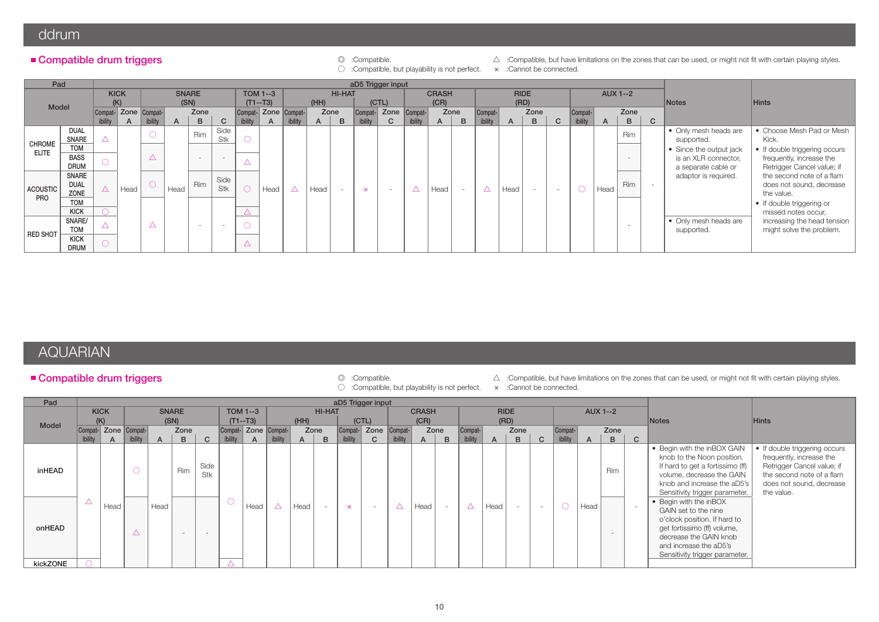## ddrum

### ■ Compatible drum triggers

◎ :Compatible.
○ :Compatible, but playability is not perfect.
△ :Compatible, but have limitations on the zones that can be used, or might not fit with certain playing styles.
× :Cannot be connected.

| Pad | | aD5 Trigger input | | | | | | | | | | | | | | | | | | | | | | Notes | Hints |
|---|---|---|---|---|---|---|---|---|---|---|---|---|---|---|---|---|---|---|---|---|---|---|---|---|---|
| Model | | KICK (K) | | SNARE (SN) | | | | TOM 1--3 (T1--T3) | | HI-HAT (HH) | | | HI-HAT (CTL) | | CRASH (CR) | | | RIDE (RD) | | | | AUX 1--2 | | | | | |
| | | Compat-ibility | Zone A | Compat-ibility | Zone A | Zone B | Zone C | Compat-ibility | Zone A | Compat-ibility | Zone A | Zone B | Compat-ibility | Zone C | Compat-ibility | Zone A | Zone B | Compat-ibility | Zone A | Zone B | Zone C | Compat-ibility | Zone A | Zone B | Zone C | | |
| CHROME ELITE | DUAL SNARE | △ | Head | ○ | Head | Rim | Side Stk | ○ | Head | △ | Head | - | × | - | △ | Head | - | △ | Head | - | - | ○ | Head | Rim | - | • Only mesh heads are supported.<br>• Since the output jack is an XLR connector, a separate cable or adaptor is required. | • Choose Mesh Pad or Mesh Kick.<br>• If double triggering occurs frequently, increase the Retrigger Cancel value; if the second note of a flam does not sound, decrease the value.<br>• If double triggering or missed notes occur, increasing the head tension might solve the problem. |
| | TOM / BASS DRUM | ○ | | △ | | - | - | △ | | | | | | | | | | | | | | | | - | | | |
| ACOUSTIC PRO | SNARE DUAL ZONE | △ | | ○ | | Rim | Side Stk | ○ | | | | | | | | | | | | | | | | Rim | | | |
| | TOM / KICK | ○ | | | | | | △ | | | | | | | | | | | | | | | | | | | |
| RED SHOT | SNARE/ TOM | △ | | △ | | - | - | ○ | | | | | | | | | | | | | | | | - | | • Only mesh heads are supported. | |
| | KICK DRUM | ○ | | | | | | △ | | | | | | | | | | | | | | | | | | | |

## AQUARIAN

### ■ Compatible drum triggers

◎ :Compatible.
○ :Compatible, but playability is not perfect.
△ :Compatible, but have limitations on the zones that can be used, or might not fit with certain playing styles.
× :Cannot be connected.

| Pad | aD5 Trigger input | | | | | | | | | | | | | | | | | | | | | | | Notes | Hints |
|---|---|---|---|---|---|---|---|---|---|---|---|---|---|---|---|---|---|---|---|---|---|---|---|---|---|
| Model | KICK (K) | | SNARE (SN) | | | | TOM 1--3 (T1--T3) | | HI-HAT (HH) | | | HI-HAT (CTL) | | CRASH (CR) | | | RIDE (RD) | | | | AUX 1--2 | | | | | |
| | Compat-ibility | Zone A | Compat-ibility | Zone A | Zone B | Zone C | Compat-ibility | Zone A | Compat-ibility | Zone A | Zone B | Compat-ibility | Zone C | Compat-ibility | Zone A | Zone B | Compat-ibility | Zone A | Zone B | Zone C | Compat-ibility | Zone A | Zone B | Zone C | | |
| inHEAD | △ | Head | ○ | Head | Rim | Side Stk | ○ | Head | △ | Head | - | × | - | △ | Head | - | △ | Head | - | - | ○ | Head | Rim | - | • Begin with the inBOX GAIN knob to the Noon position. If hard to get a fortissimo (ff) volume, decrease the GAIN knob and increase the aD5's Sensitivity trigger parameter. | • If double triggering occurs frequently, increase the Retrigger Cancel value; if the second note of a flam does not sound, decrease the value. |
| onHEAD | | | △ | | - | - | | | | | | | | | | | | | | | | | - | | • Begin with the inBOX GAIN set to the nine o'clock position. If hard to get fortissimo (ff) volume, decrease the GAIN knob and increase the aD5's Sensitivity trigger parameter. | |
| kickZONE | ○ | | | | | | △ | | | | | | | | | | | | | | | | | | | |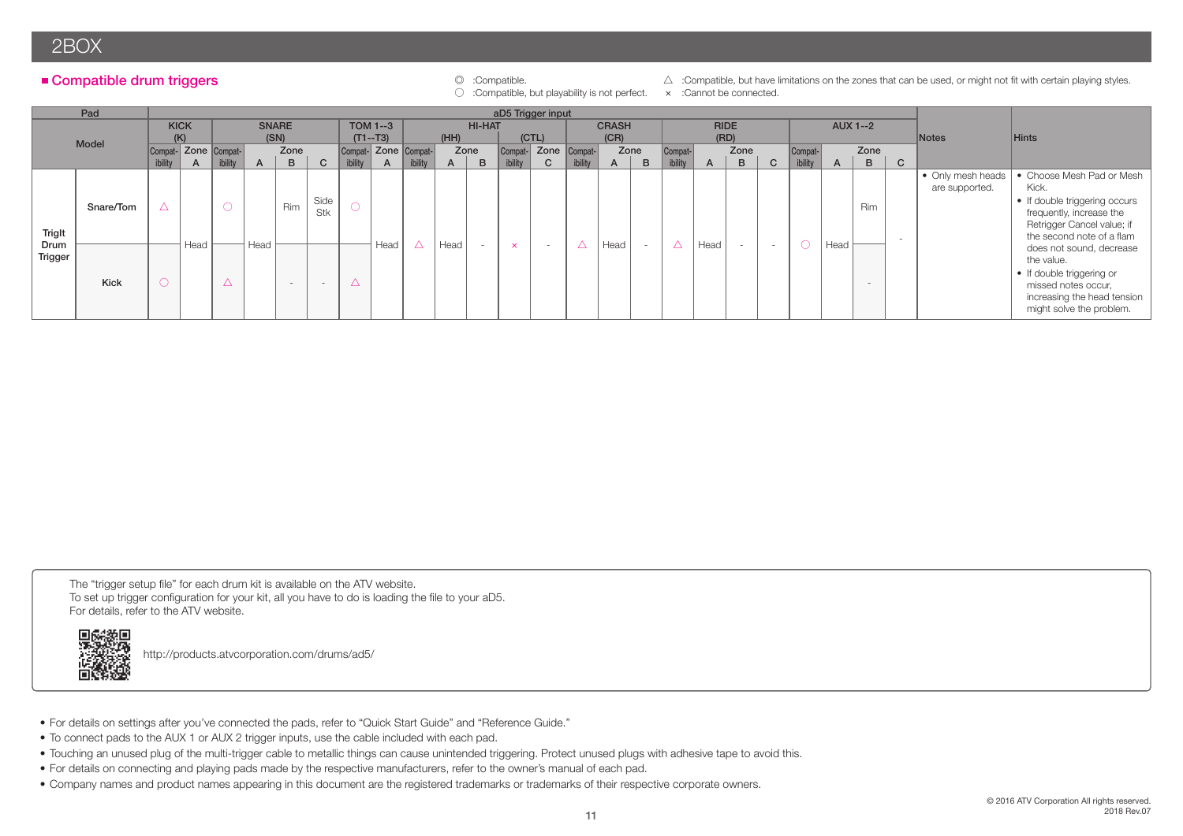# 2BOX

## ■ Compatible drum triggers

◎ :Compatible.
○ :Compatible, but playability is not perfect.
△ :Compatible, but have limitations on the zones that can be used, or might not fit with certain playing styles.
× :Cannot be connected.

| Pad | | aD5 Trigger input | | | | | | | | | | | | | | | | | | | | | | Notes | Hints |
|---|---|---|---|---|---|---|---|---|---|---|---|---|---|---|---|---|---|---|---|---|---|---|---|---|---|
| Model | | KICK (K) | | SNARE (SN) | | | | TOM 1--3 (T1--T3) | | HI-HAT (HH) | | | (CTL) | | CRASH (CR) | | | RIDE (RD) | | | | AUX 1--2 | | | | | |
| | | Compatibility | Zone A | Compatibility | Zone A | Zone B | Zone C | Compatibility | Zone A | Compatibility | Zone A | Zone B | Compatibility | Zone C | Compatibility | Zone A | Zone B | Compatibility | Zone A | Zone B | Zone C | Compatibility | Zone A | Zone B | Zone C | | |
| TrigIt Drum Trigger | Snare/Tom | △ | Head | ○ | Head | Rim | Side Stk | ○ | Head | △ | Head | - | × | - | △ | Head | - | △ | Head | - | - | ○ | Head | Rim | - | • Only mesh heads are supported. | • Choose Mesh Pad or Mesh Kick.<br>• If double triggering occurs frequently, increase the Retrigger Cancel value; if the second note of a flam does not sound, decrease the value.<br>• If double triggering or missed notes occur, increasing the head tension might solve the problem. |
| | Kick | ○ | | △ | | - | - | △ | | | | | | | | | | | | | | | | - | | | |

The "trigger setup file" for each drum kit is available on the ATV website.
To set up trigger configuration for your kit, all you have to do is loading the file to your aD5.
For details, refer to the ATV website.

http://products.atvcorporation.com/drums/ad5/

- For details on settings after you've connected the pads, refer to "Quick Start Guide" and "Reference Guide."
- To connect pads to the AUX 1 or AUX 2 trigger inputs, use the cable included with each pad.
- Touching an unused plug of the multi-trigger cable to metallic things can cause unintended triggering. Protect unused plugs with adhesive tape to avoid this.
- For details on connecting and playing pads made by the respective manufacturers, refer to the owner's manual of each pad.
- Company names and product names appearing in this document are the registered trademarks or trademarks of their respective corporate owners.

© 2016 ATV Corporation All rights reserved.
2018 Rev.07